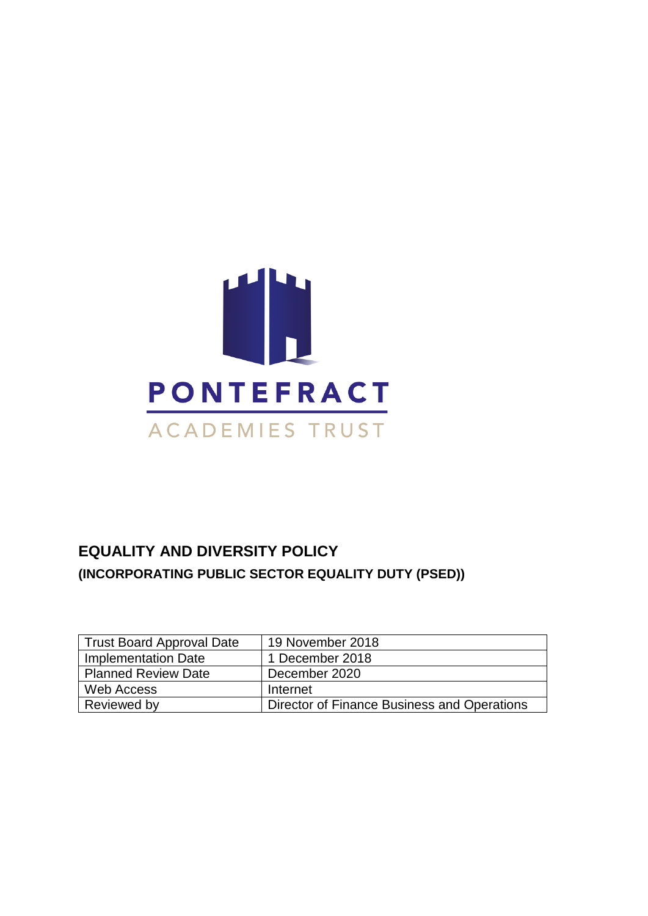PONTEFRACT

ACADEMIES TRUST

# EQUALITY AND DIVERSITY POLICY

## (INCORPORATING PUBLIC SECTOR EQUALITY DUTY (PSED))

| Trust Board Approval Date | 19 November 2018 |
| --- | --- |
| Implementation Date | 1 December 2018 |
| Planned Review Date | December 2020 |
| Web Access | Internet |
| Reviewed by | Director of Finance Business and Operations |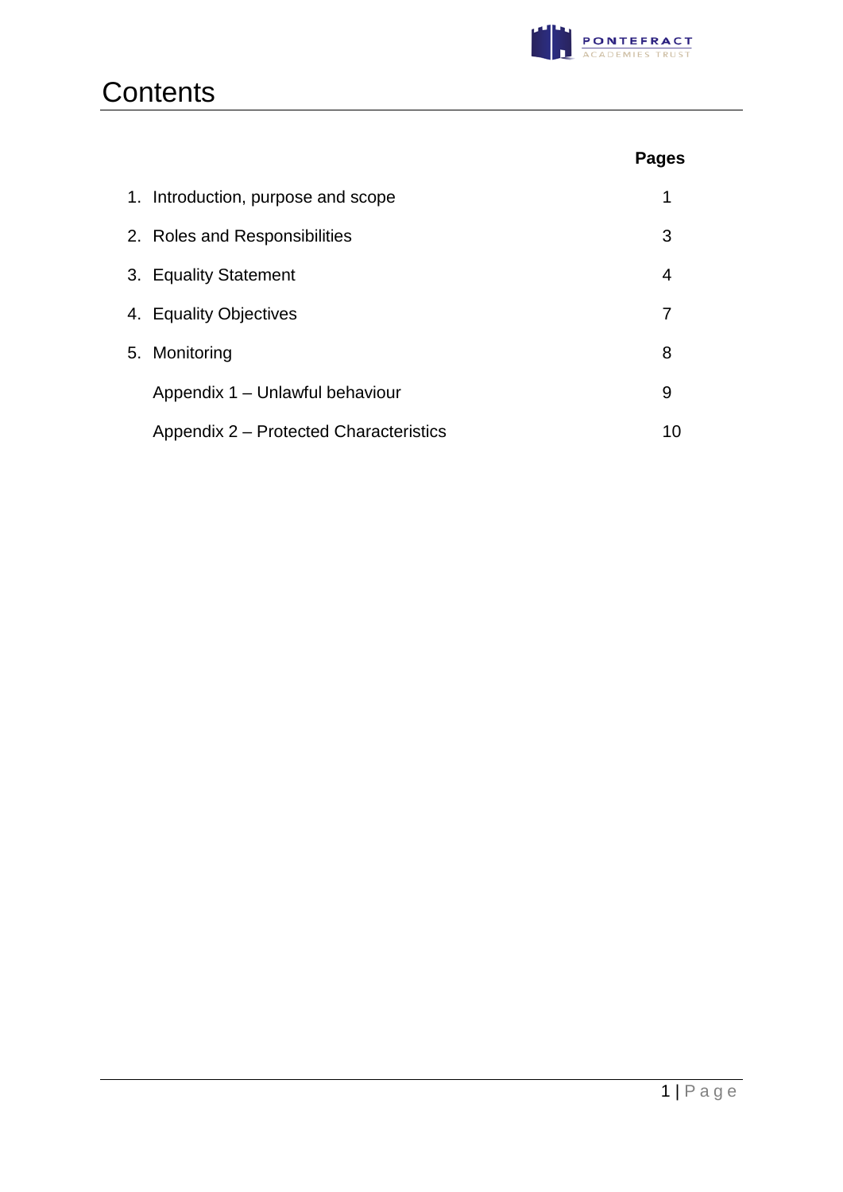# Contents

| | Pages |
|---|---|
| 1. Introduction, purpose and scope | 1 |
| 2. Roles and Responsibilities | 3 |
| 3. Equality Statement | 4 |
| 4. Equality Objectives | 7 |
| 5. Monitoring | 8 |
| Appendix 1 – Unlawful behaviour | 9 |
| Appendix 2 – Protected Characteristics | 10 |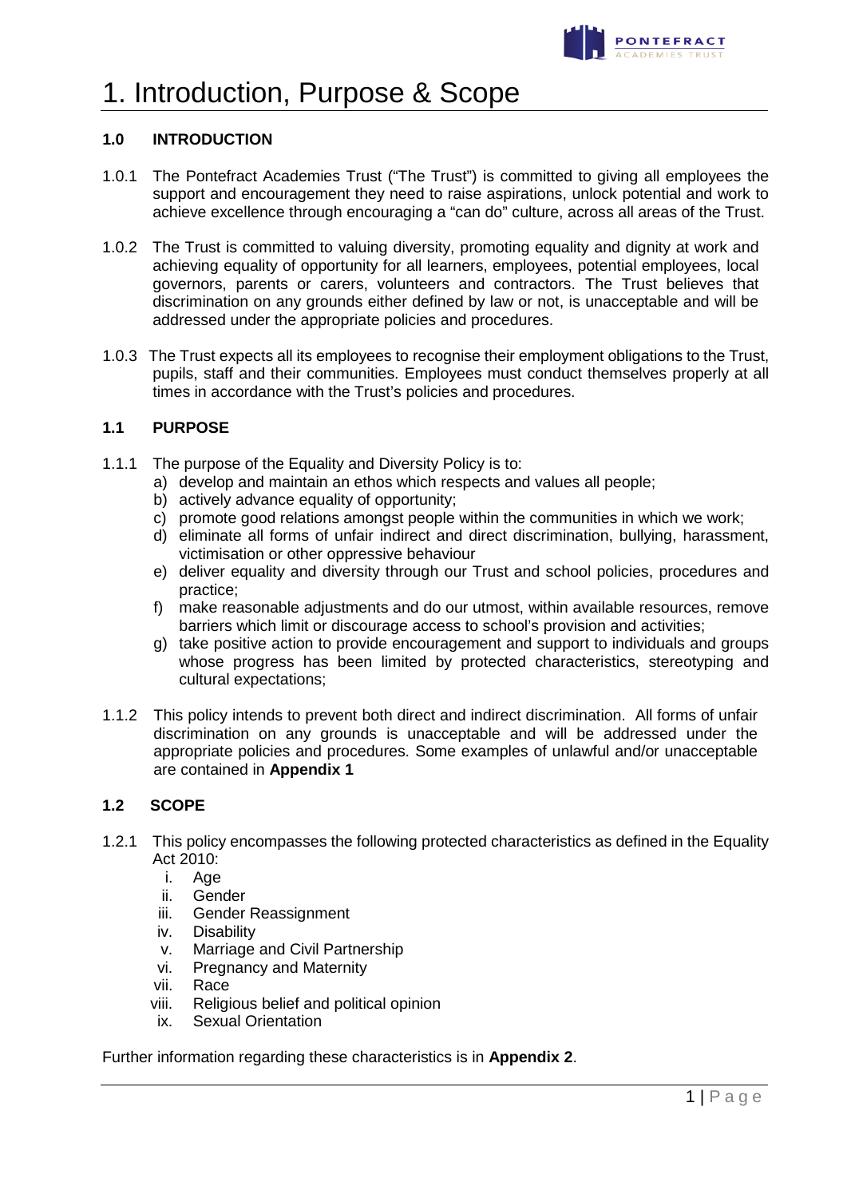# 1. Introduction, Purpose & Scope

### 1.0 INTRODUCTION

1.0.1 The Pontefract Academies Trust ("The Trust") is committed to giving all employees the support and encouragement they need to raise aspirations, unlock potential and work to achieve excellence through encouraging a "can do" culture, across all areas of the Trust.

1.0.2 The Trust is committed to valuing diversity, promoting equality and dignity at work and achieving equality of opportunity for all learners, employees, potential employees, local governors, parents or carers, volunteers and contractors. The Trust believes that discrimination on any grounds either defined by law or not, is unacceptable and will be addressed under the appropriate policies and procedures.

1.0.3 The Trust expects all its employees to recognise their employment obligations to the Trust, pupils, staff and their communities. Employees must conduct themselves properly at all times in accordance with the Trust's policies and procedures.

### 1.1 PURPOSE

1.1.1 The purpose of the Equality and Diversity Policy is to:

a) develop and maintain an ethos which respects and values all people;
b) actively advance equality of opportunity;
c) promote good relations amongst people within the communities in which we work;
d) eliminate all forms of unfair indirect and direct discrimination, bullying, harassment, victimisation or other oppressive behaviour
e) deliver equality and diversity through our Trust and school policies, procedures and practice;
f) make reasonable adjustments and do our utmost, within available resources, remove barriers which limit or discourage access to school's provision and activities;
g) take positive action to provide encouragement and support to individuals and groups whose progress has been limited by protected characteristics, stereotyping and cultural expectations;

1.1.2 This policy intends to prevent both direct and indirect discrimination. All forms of unfair discrimination on any grounds is unacceptable and will be addressed under the appropriate policies and procedures. Some examples of unlawful and/or unacceptable are contained in **Appendix 1**

### 1.2 SCOPE

1.2.1 This policy encompasses the following protected characteristics as defined in the Equality Act 2010:

i. Age
ii. Gender
iii. Gender Reassignment
iv. Disability
v. Marriage and Civil Partnership
vi. Pregnancy and Maternity
vii. Race
viii. Religious belief and political opinion
ix. Sexual Orientation

Further information regarding these characteristics is in **Appendix 2**.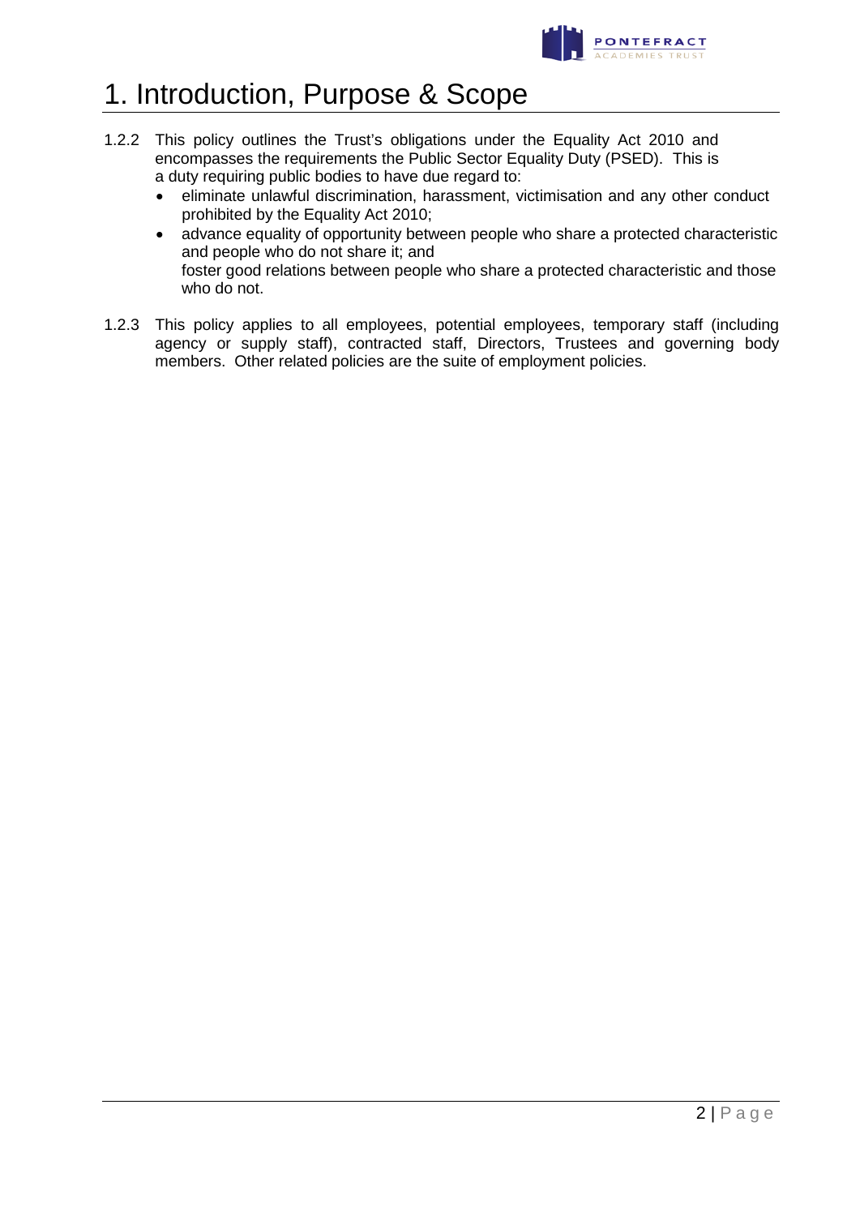# 1. Introduction, Purpose & Scope

1.2.2 This policy outlines the Trust's obligations under the Equality Act 2010 and encompasses the requirements the Public Sector Equality Duty (PSED). This is a duty requiring public bodies to have due regard to:

- eliminate unlawful discrimination, harassment, victimisation and any other conduct prohibited by the Equality Act 2010;
- advance equality of opportunity between people who share a protected characteristic and people who do not share it; and
  foster good relations between people who share a protected characteristic and those who do not.

1.2.3 This policy applies to all employees, potential employees, temporary staff (including agency or supply staff), contracted staff, Directors, Trustees and governing body members. Other related policies are the suite of employment policies.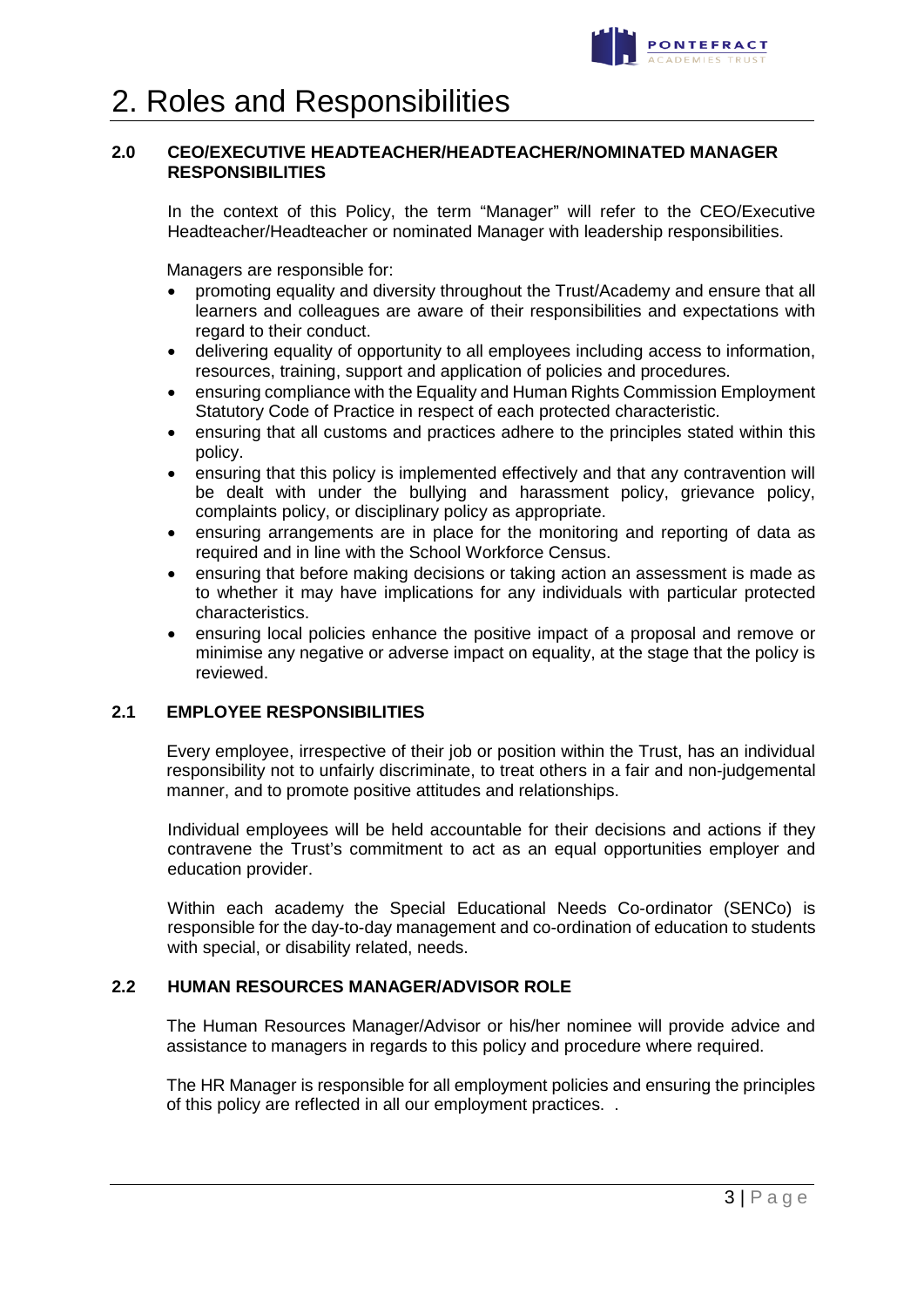# 2. Roles and Responsibilities

### 2.0 CEO/EXECUTIVE HEADTEACHER/HEADTEACHER/NOMINATED MANAGER RESPONSIBILITIES

In the context of this Policy, the term "Manager" will refer to the CEO/Executive Headteacher/Headteacher or nominated Manager with leadership responsibilities.

Managers are responsible for:

- promoting equality and diversity throughout the Trust/Academy and ensure that all learners and colleagues are aware of their responsibilities and expectations with regard to their conduct.
- delivering equality of opportunity to all employees including access to information, resources, training, support and application of policies and procedures.
- ensuring compliance with the Equality and Human Rights Commission Employment Statutory Code of Practice in respect of each protected characteristic.
- ensuring that all customs and practices adhere to the principles stated within this policy.
- ensuring that this policy is implemented effectively and that any contravention will be dealt with under the bullying and harassment policy, grievance policy, complaints policy, or disciplinary policy as appropriate.
- ensuring arrangements are in place for the monitoring and reporting of data as required and in line with the School Workforce Census.
- ensuring that before making decisions or taking action an assessment is made as to whether it may have implications for any individuals with particular protected characteristics.
- ensuring local policies enhance the positive impact of a proposal and remove or minimise any negative or adverse impact on equality, at the stage that the policy is reviewed.

### 2.1 EMPLOYEE RESPONSIBILITIES

Every employee, irrespective of their job or position within the Trust, has an individual responsibility not to unfairly discriminate, to treat others in a fair and non-judgemental manner, and to promote positive attitudes and relationships.

Individual employees will be held accountable for their decisions and actions if they contravene the Trust's commitment to act as an equal opportunities employer and education provider.

Within each academy the Special Educational Needs Co-ordinator (SENCo) is responsible for the day-to-day management and co-ordination of education to students with special, or disability related, needs.

### 2.2 HUMAN RESOURCES MANAGER/ADVISOR ROLE

The Human Resources Manager/Advisor or his/her nominee will provide advice and assistance to managers in regards to this policy and procedure where required.

The HR Manager is responsible for all employment policies and ensuring the principles of this policy are reflected in all our employment practices. .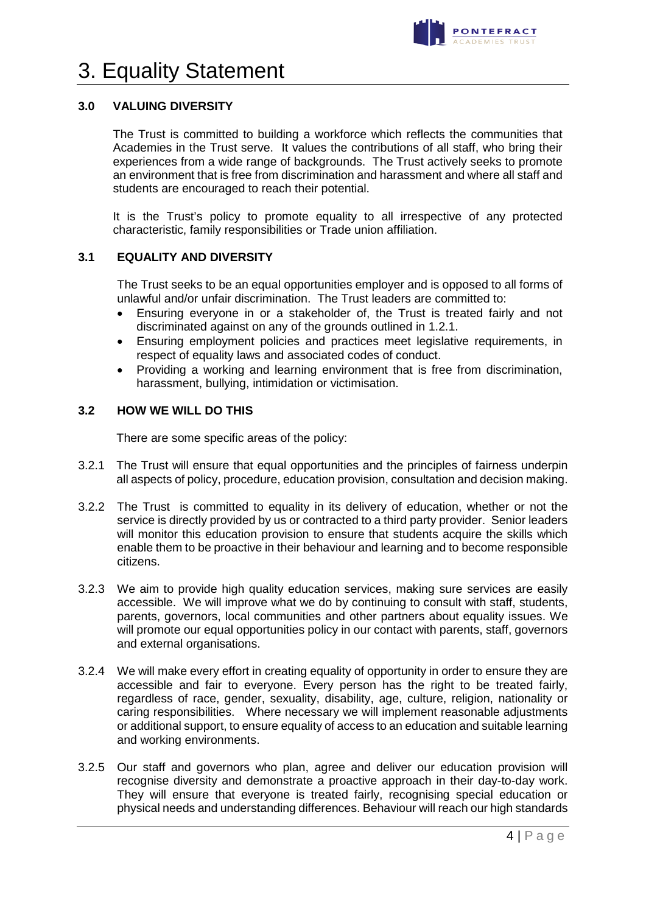# 3. Equality Statement

### 3.0 VALUING DIVERSITY

The Trust is committed to building a workforce which reflects the communities that Academies in the Trust serve. It values the contributions of all staff, who bring their experiences from a wide range of backgrounds. The Trust actively seeks to promote an environment that is free from discrimination and harassment and where all staff and students are encouraged to reach their potential.

It is the Trust's policy to promote equality to all irrespective of any protected characteristic, family responsibilities or Trade union affiliation.

### 3.1 EQUALITY AND DIVERSITY

The Trust seeks to be an equal opportunities employer and is opposed to all forms of unlawful and/or unfair discrimination. The Trust leaders are committed to:

- Ensuring everyone in or a stakeholder of, the Trust is treated fairly and not discriminated against on any of the grounds outlined in 1.2.1.
- Ensuring employment policies and practices meet legislative requirements, in respect of equality laws and associated codes of conduct.
- Providing a working and learning environment that is free from discrimination, harassment, bullying, intimidation or victimisation.

### 3.2 HOW WE WILL DO THIS

There are some specific areas of the policy:

3.2.1 The Trust will ensure that equal opportunities and the principles of fairness underpin all aspects of policy, procedure, education provision, consultation and decision making.

3.2.2 The Trust is committed to equality in its delivery of education, whether or not the service is directly provided by us or contracted to a third party provider. Senior leaders will monitor this education provision to ensure that students acquire the skills which enable them to be proactive in their behaviour and learning and to become responsible citizens.

3.2.3 We aim to provide high quality education services, making sure services are easily accessible. We will improve what we do by continuing to consult with staff, students, parents, governors, local communities and other partners about equality issues. We will promote our equal opportunities policy in our contact with parents, staff, governors and external organisations.

3.2.4 We will make every effort in creating equality of opportunity in order to ensure they are accessible and fair to everyone. Every person has the right to be treated fairly, regardless of race, gender, sexuality, disability, age, culture, religion, nationality or caring responsibilities. Where necessary we will implement reasonable adjustments or additional support, to ensure equality of access to an education and suitable learning and working environments.

3.2.5 Our staff and governors who plan, agree and deliver our education provision will recognise diversity and demonstrate a proactive approach in their day-to-day work. They will ensure that everyone is treated fairly, recognising special education or physical needs and understanding differences. Behaviour will reach our high standards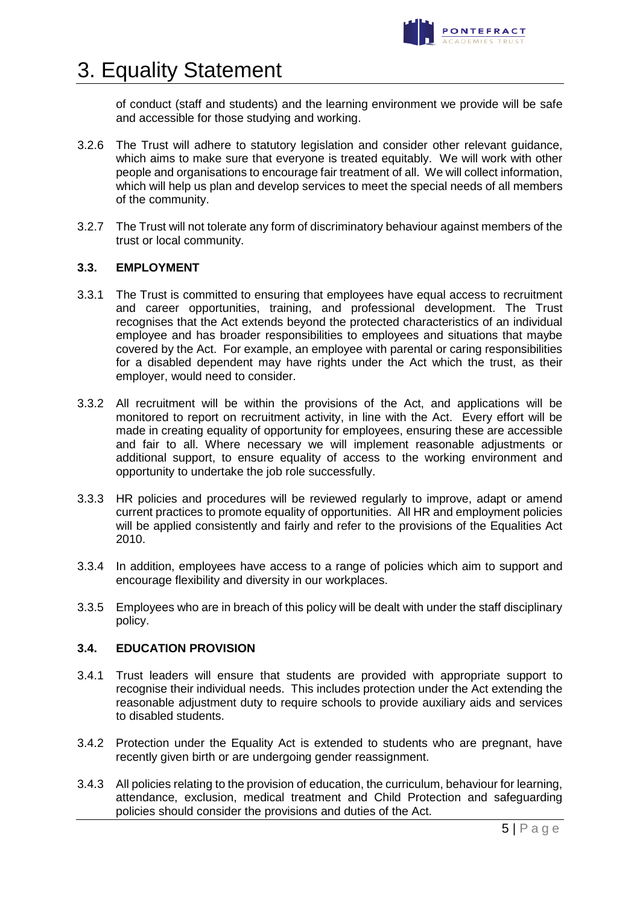# 3. Equality Statement

of conduct (staff and students) and the learning environment we provide will be safe and accessible for those studying and working.

3.2.6 The Trust will adhere to statutory legislation and consider other relevant guidance, which aims to make sure that everyone is treated equitably. We will work with other people and organisations to encourage fair treatment of all. We will collect information, which will help us plan and develop services to meet the special needs of all members of the community.

3.2.7 The Trust will not tolerate any form of discriminatory behaviour against members of the trust or local community.

### 3.3. EMPLOYMENT

3.3.1 The Trust is committed to ensuring that employees have equal access to recruitment and career opportunities, training, and professional development. The Trust recognises that the Act extends beyond the protected characteristics of an individual employee and has broader responsibilities to employees and situations that maybe covered by the Act. For example, an employee with parental or caring responsibilities for a disabled dependent may have rights under the Act which the trust, as their employer, would need to consider.

3.3.2 All recruitment will be within the provisions of the Act, and applications will be monitored to report on recruitment activity, in line with the Act. Every effort will be made in creating equality of opportunity for employees, ensuring these are accessible and fair to all. Where necessary we will implement reasonable adjustments or additional support, to ensure equality of access to the working environment and opportunity to undertake the job role successfully.

3.3.3 HR policies and procedures will be reviewed regularly to improve, adapt or amend current practices to promote equality of opportunities. All HR and employment policies will be applied consistently and fairly and refer to the provisions of the Equalities Act 2010.

3.3.4 In addition, employees have access to a range of policies which aim to support and encourage flexibility and diversity in our workplaces.

3.3.5 Employees who are in breach of this policy will be dealt with under the staff disciplinary policy.

### 3.4. EDUCATION PROVISION

3.4.1 Trust leaders will ensure that students are provided with appropriate support to recognise their individual needs. This includes protection under the Act extending the reasonable adjustment duty to require schools to provide auxiliary aids and services to disabled students.

3.4.2 Protection under the Equality Act is extended to students who are pregnant, have recently given birth or are undergoing gender reassignment.

3.4.3 All policies relating to the provision of education, the curriculum, behaviour for learning, attendance, exclusion, medical treatment and Child Protection and safeguarding policies should consider the provisions and duties of the Act.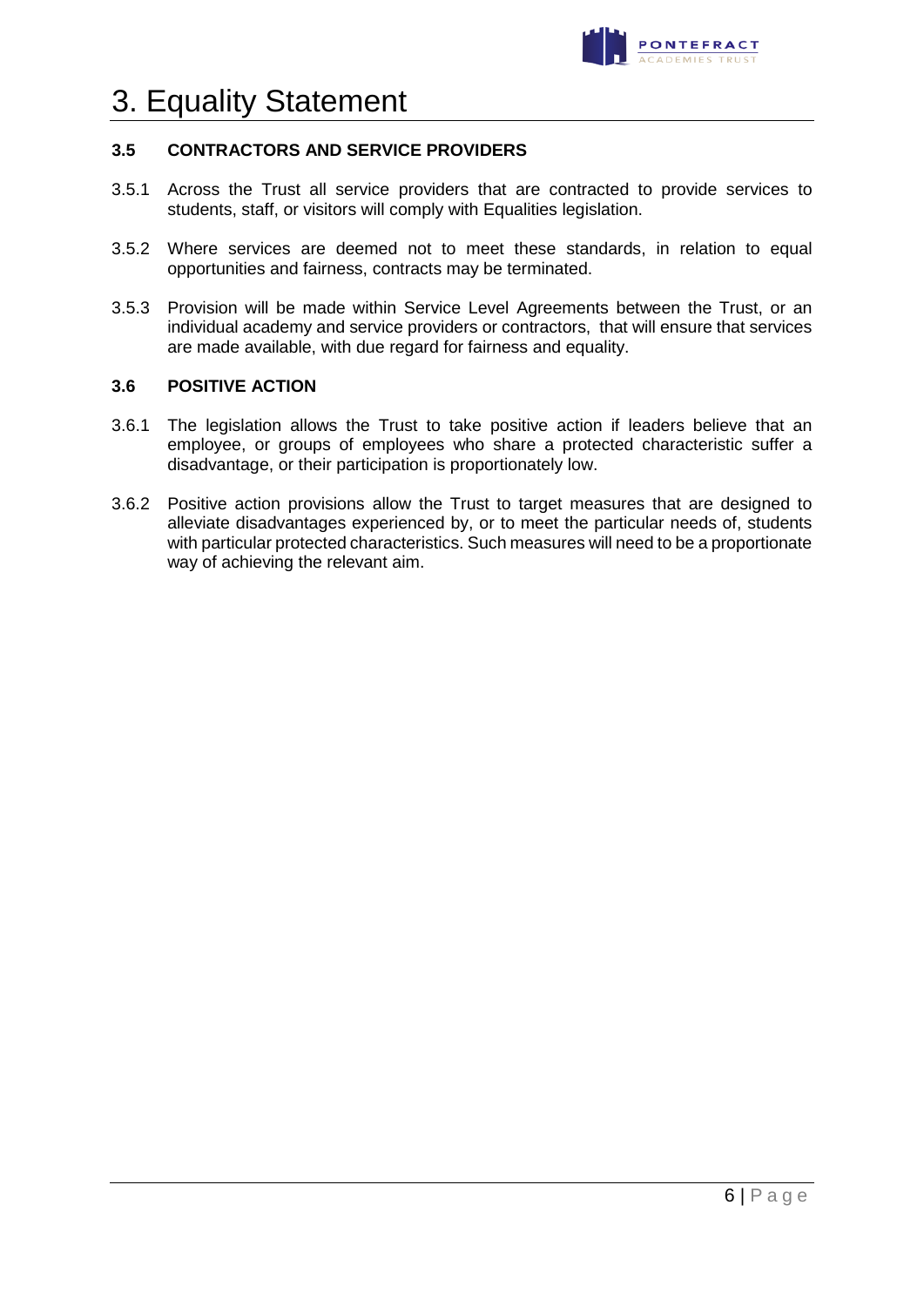# 3. Equality Statement

### 3.5 CONTRACTORS AND SERVICE PROVIDERS

3.5.1 Across the Trust all service providers that are contracted to provide services to students, staff, or visitors will comply with Equalities legislation.

3.5.2 Where services are deemed not to meet these standards, in relation to equal opportunities and fairness, contracts may be terminated.

3.5.3 Provision will be made within Service Level Agreements between the Trust, or an individual academy and service providers or contractors, that will ensure that services are made available, with due regard for fairness and equality.

### 3.6 POSITIVE ACTION

3.6.1 The legislation allows the Trust to take positive action if leaders believe that an employee, or groups of employees who share a protected characteristic suffer a disadvantage, or their participation is proportionately low.

3.6.2 Positive action provisions allow the Trust to target measures that are designed to alleviate disadvantages experienced by, or to meet the particular needs of, students with particular protected characteristics. Such measures will need to be a proportionate way of achieving the relevant aim.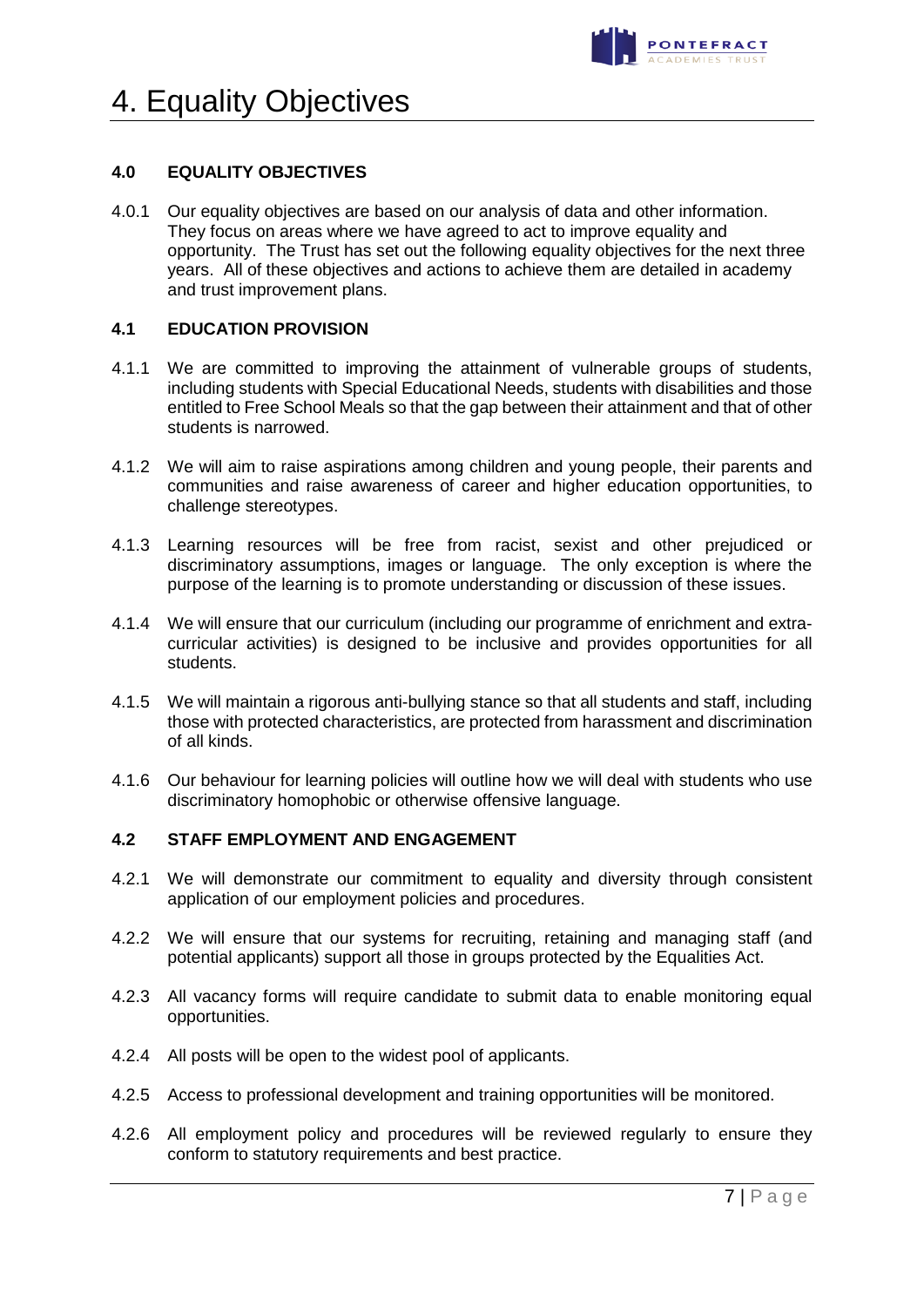# 4. Equality Objectives

### 4.0 EQUALITY OBJECTIVES

4.0.1 Our equality objectives are based on our analysis of data and other information. They focus on areas where we have agreed to act to improve equality and opportunity. The Trust has set out the following equality objectives for the next three years. All of these objectives and actions to achieve them are detailed in academy and trust improvement plans.

### 4.1 EDUCATION PROVISION

4.1.1 We are committed to improving the attainment of vulnerable groups of students, including students with Special Educational Needs, students with disabilities and those entitled to Free School Meals so that the gap between their attainment and that of other students is narrowed.

4.1.2 We will aim to raise aspirations among children and young people, their parents and communities and raise awareness of career and higher education opportunities, to challenge stereotypes.

4.1.3 Learning resources will be free from racist, sexist and other prejudiced or discriminatory assumptions, images or language. The only exception is where the purpose of the learning is to promote understanding or discussion of these issues.

4.1.4 We will ensure that our curriculum (including our programme of enrichment and extra-curricular activities) is designed to be inclusive and provides opportunities for all students.

4.1.5 We will maintain a rigorous anti-bullying stance so that all students and staff, including those with protected characteristics, are protected from harassment and discrimination of all kinds.

4.1.6 Our behaviour for learning policies will outline how we will deal with students who use discriminatory homophobic or otherwise offensive language.

### 4.2 STAFF EMPLOYMENT AND ENGAGEMENT

4.2.1 We will demonstrate our commitment to equality and diversity through consistent application of our employment policies and procedures.

4.2.2 We will ensure that our systems for recruiting, retaining and managing staff (and potential applicants) support all those in groups protected by the Equalities Act.

4.2.3 All vacancy forms will require candidate to submit data to enable monitoring equal opportunities.

4.2.4 All posts will be open to the widest pool of applicants.

4.2.5 Access to professional development and training opportunities will be monitored.

4.2.6 All employment policy and procedures will be reviewed regularly to ensure they conform to statutory requirements and best practice.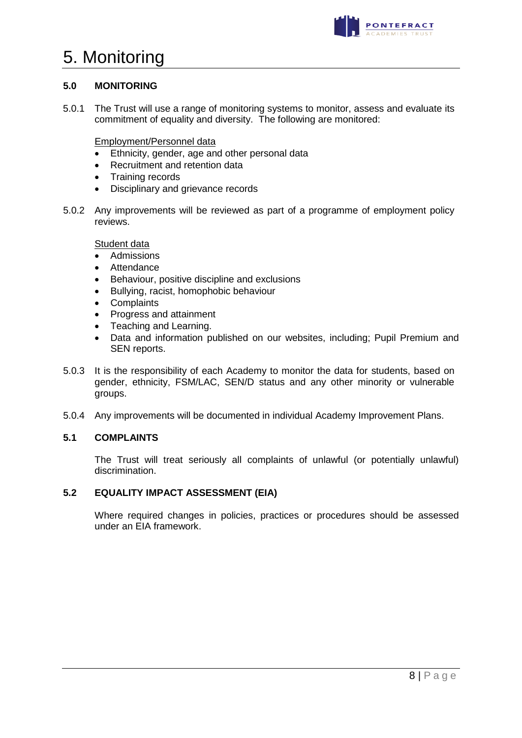# 5. Monitoring

### 5.0 MONITORING

5.0.1 The Trust will use a range of monitoring systems to monitor, assess and evaluate its commitment of equality and diversity. The following are monitored:

Employment/Personnel data

- Ethnicity, gender, age and other personal data
- Recruitment and retention data
- Training records
- Disciplinary and grievance records

5.0.2 Any improvements will be reviewed as part of a programme of employment policy reviews.

Student data

- Admissions
- Attendance
- Behaviour, positive discipline and exclusions
- Bullying, racist, homophobic behaviour
- Complaints
- Progress and attainment
- Teaching and Learning.
- Data and information published on our websites, including; Pupil Premium and SEN reports.

5.0.3 It is the responsibility of each Academy to monitor the data for students, based on gender, ethnicity, FSM/LAC, SEN/D status and any other minority or vulnerable groups.

5.0.4 Any improvements will be documented in individual Academy Improvement Plans.

### 5.1 COMPLAINTS

The Trust will treat seriously all complaints of unlawful (or potentially unlawful) discrimination.

### 5.2 EQUALITY IMPACT ASSESSMENT (EIA)

Where required changes in policies, practices or procedures should be assessed under an EIA framework.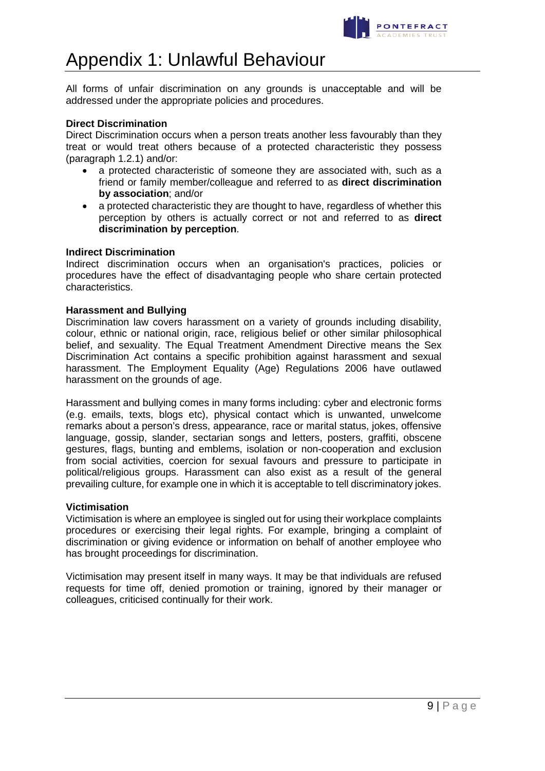# Appendix 1: Unlawful Behaviour

All forms of unfair discrimination on any grounds is unacceptable and will be addressed under the appropriate policies and procedures.

**Direct Discrimination**

Direct Discrimination occurs when a person treats another less favourably than they treat or would treat others because of a protected characteristic they possess (paragraph 1.2.1) and/or:

- a protected characteristic of someone they are associated with, such as a friend or family member/colleague and referred to as **direct discrimination by association**; and/or
- a protected characteristic they are thought to have, regardless of whether this perception by others is actually correct or not and referred to as **direct discrimination by perception**.

**Indirect Discrimination**

Indirect discrimination occurs when an organisation's practices, policies or procedures have the effect of disadvantaging people who share certain protected characteristics.

**Harassment and Bullying**

Discrimination law covers harassment on a variety of grounds including disability, colour, ethnic or national origin, race, religious belief or other similar philosophical belief, and sexuality. The Equal Treatment Amendment Directive means the Sex Discrimination Act contains a specific prohibition against harassment and sexual harassment. The Employment Equality (Age) Regulations 2006 have outlawed harassment on the grounds of age.

Harassment and bullying comes in many forms including: cyber and electronic forms (e.g. emails, texts, blogs etc), physical contact which is unwanted, unwelcome remarks about a person's dress, appearance, race or marital status, jokes, offensive language, gossip, slander, sectarian songs and letters, posters, graffiti, obscene gestures, flags, bunting and emblems, isolation or non-cooperation and exclusion from social activities, coercion for sexual favours and pressure to participate in political/religious groups. Harassment can also exist as a result of the general prevailing culture, for example one in which it is acceptable to tell discriminatory jokes.

**Victimisation**

Victimisation is where an employee is singled out for using their workplace complaints procedures or exercising their legal rights. For example, bringing a complaint of discrimination or giving evidence or information on behalf of another employee who has brought proceedings for discrimination.

Victimisation may present itself in many ways. It may be that individuals are refused requests for time off, denied promotion or training, ignored by their manager or colleagues, criticised continually for their work.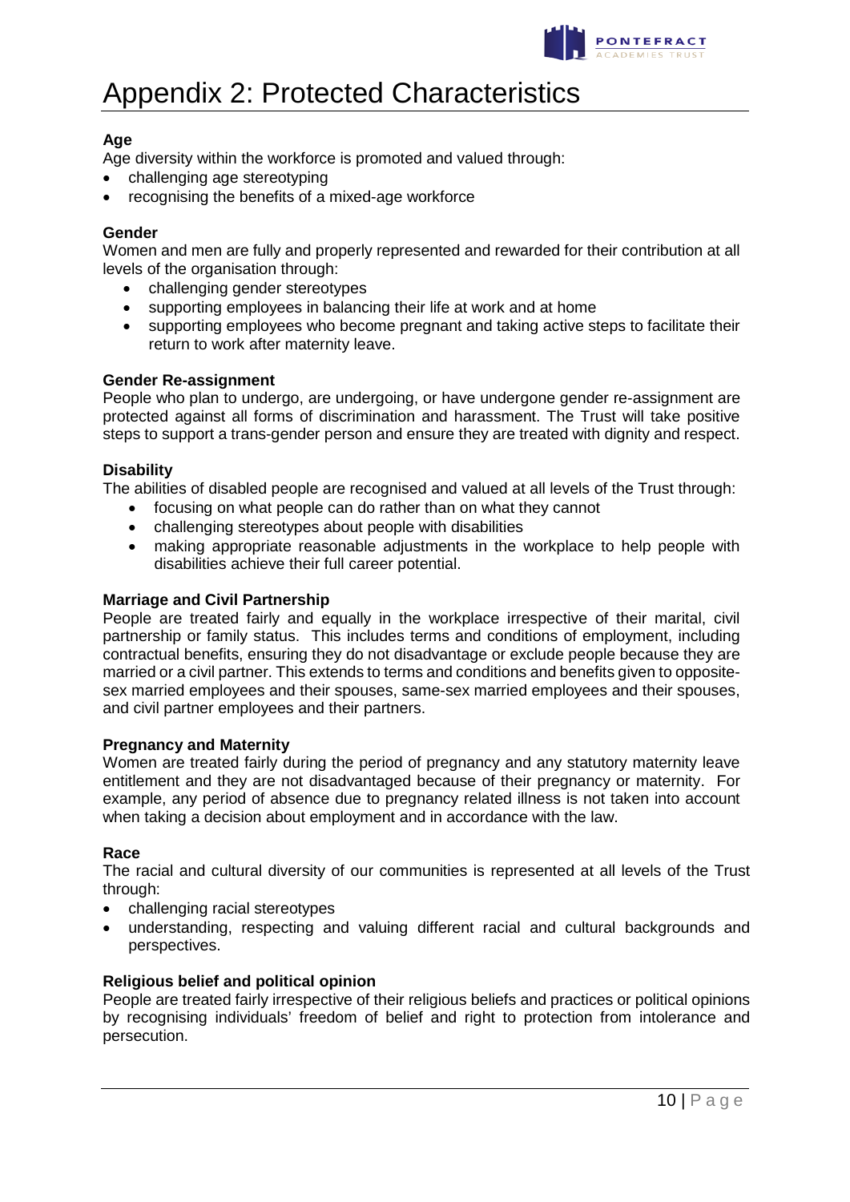# Appendix 2: Protected Characteristics

**Age**

Age diversity within the workforce is promoted and valued through:

- challenging age stereotyping
- recognising the benefits of a mixed-age workforce

**Gender**

Women and men are fully and properly represented and rewarded for their contribution at all levels of the organisation through:

- challenging gender stereotypes
- supporting employees in balancing their life at work and at home
- supporting employees who become pregnant and taking active steps to facilitate their return to work after maternity leave.

**Gender Re-assignment**

People who plan to undergo, are undergoing, or have undergone gender re-assignment are protected against all forms of discrimination and harassment. The Trust will take positive steps to support a trans-gender person and ensure they are treated with dignity and respect.

**Disability**

The abilities of disabled people are recognised and valued at all levels of the Trust through:

- focusing on what people can do rather than on what they cannot
- challenging stereotypes about people with disabilities
- making appropriate reasonable adjustments in the workplace to help people with disabilities achieve their full career potential.

**Marriage and Civil Partnership**

People are treated fairly and equally in the workplace irrespective of their marital, civil partnership or family status. This includes terms and conditions of employment, including contractual benefits, ensuring they do not disadvantage or exclude people because they are married or a civil partner. This extends to terms and conditions and benefits given to opposite-sex married employees and their spouses, same-sex married employees and their spouses, and civil partner employees and their partners.

**Pregnancy and Maternity**

Women are treated fairly during the period of pregnancy and any statutory maternity leave entitlement and they are not disadvantaged because of their pregnancy or maternity. For example, any period of absence due to pregnancy related illness is not taken into account when taking a decision about employment and in accordance with the law.

**Race**

The racial and cultural diversity of our communities is represented at all levels of the Trust through:

- challenging racial stereotypes
- understanding, respecting and valuing different racial and cultural backgrounds and perspectives.

**Religious belief and political opinion**

People are treated fairly irrespective of their religious beliefs and practices or political opinions by recognising individuals' freedom of belief and right to protection from intolerance and persecution.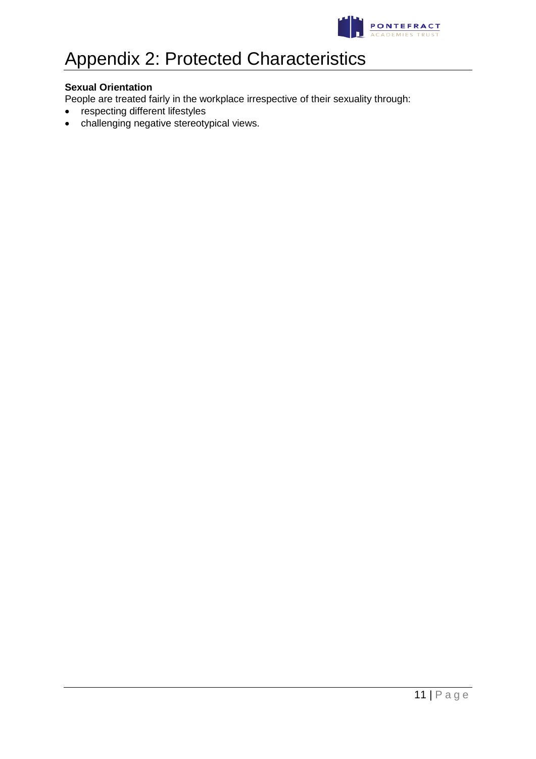# Appendix 2: Protected Characteristics

**Sexual Orientation**
People are treated fairly in the workplace irrespective of their sexuality through:

- respecting different lifestyles
- challenging negative stereotypical views.